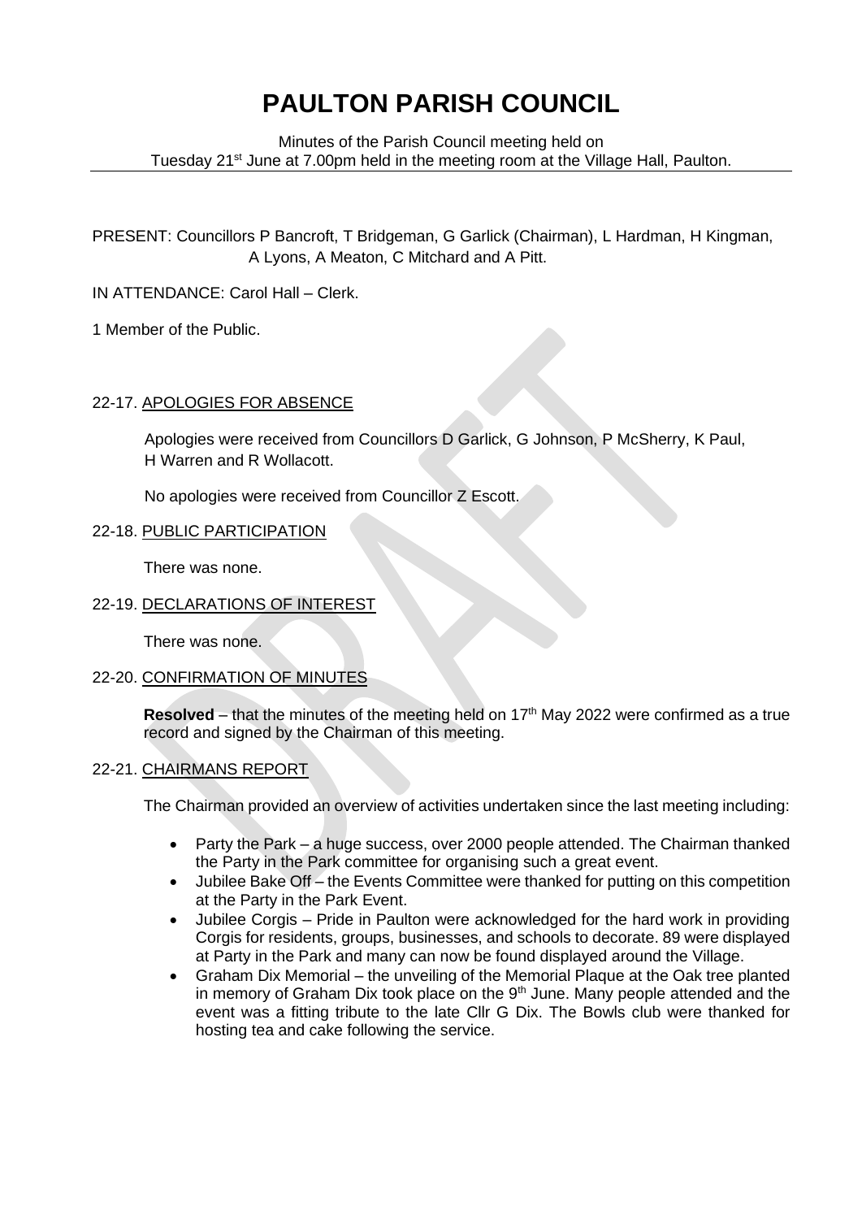# PAULTON PARISH COUNCIL

Minutes of the Parish Council meeting held on Tuesday 21st June at 7.00pm held in the meeting room at the Village Hall, Paulton.

PRESENT: Councillors P Bancroft, T Bridgeman, G Garlick (Chairman), L Hardman, H Kingman, A Lyons, A Meaton, C Mitchard and A Pitt.

IN ATTENDANCE: Carol Hall – Clerk.

1 Member of the Public.

## 22-17. APOLOGIES FOR ABSENCE

Apologies were received from Councillors D Garlick, G Johnson, P McSherry, K Paul, H Warren and R Wollacott.

No apologies were received from Councillor Z Escott.

## 22-18. PUBLIC PARTICIPATION

There was none.

## 22-19. DECLARATIONS OF INTEREST

There was none.

## 22-20. CONFIRMATION OF MINUTES

**Resolved** – that the minutes of the meeting held on 17th May 2022 were confirmed as a true record and signed by the Chairman of this meeting.

## 22-21. CHAIRMANS REPORT

The Chairman provided an overview of activities undertaken since the last meeting including:

- Party the Park – a huge success, over 2000 people attended. The Chairman thanked the Party in the Park committee for organising such a great event.
- Jubilee Bake Off – the Events Committee were thanked for putting on this competition at the Party in the Park Event.
- Jubilee Corgis – Pride in Paulton were acknowledged for the hard work in providing Corgis for residents, groups, businesses, and schools to decorate. 89 were displayed at Party in the Park and many can now be found displayed around the Village.
- Graham Dix Memorial – the unveiling of the Memorial Plaque at the Oak tree planted in memory of Graham Dix took place on the 9th June. Many people attended and the event was a fitting tribute to the late Cllr G Dix. The Bowls club were thanked for hosting tea and cake following the service.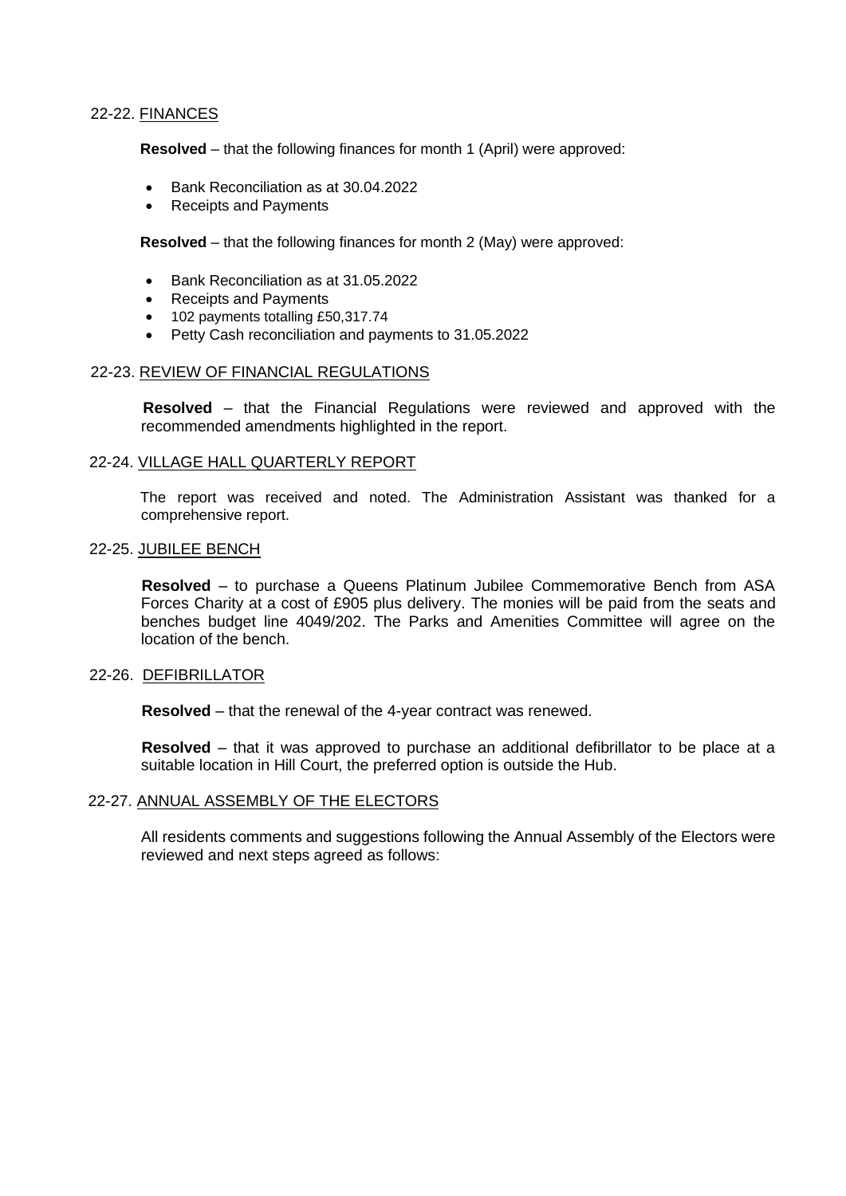22-22. FINANCES

**Resolved** – that the following finances for month 1 (April) were approved:

- Bank Reconciliation as at 30.04.2022
- Receipts and Payments

**Resolved** – that the following finances for month 2 (May) were approved:

- Bank Reconciliation as at 31.05.2022
- Receipts and Payments
- 102 payments totalling £50,317.74
- Petty Cash reconciliation and payments to 31.05.2022

22-23. REVIEW OF FINANCIAL REGULATIONS

**Resolved** – that the Financial Regulations were reviewed and approved with the recommended amendments highlighted in the report.

22-24. VILLAGE HALL QUARTERLY REPORT

The report was received and noted. The Administration Assistant was thanked for a comprehensive report.

22-25. JUBILEE BENCH

**Resolved** – to purchase a Queens Platinum Jubilee Commemorative Bench from ASA Forces Charity at a cost of £905 plus delivery. The monies will be paid from the seats and benches budget line 4049/202. The Parks and Amenities Committee will agree on the location of the bench.

22-26. DEFIBRILLATOR

**Resolved** – that the renewal of the 4-year contract was renewed.

**Resolved** – that it was approved to purchase an additional defibrillator to be place at a suitable location in Hill Court, the preferred option is outside the Hub.

22-27. ANNUAL ASSEMBLY OF THE ELECTORS

All residents comments and suggestions following the Annual Assembly of the Electors were reviewed and next steps agreed as follows: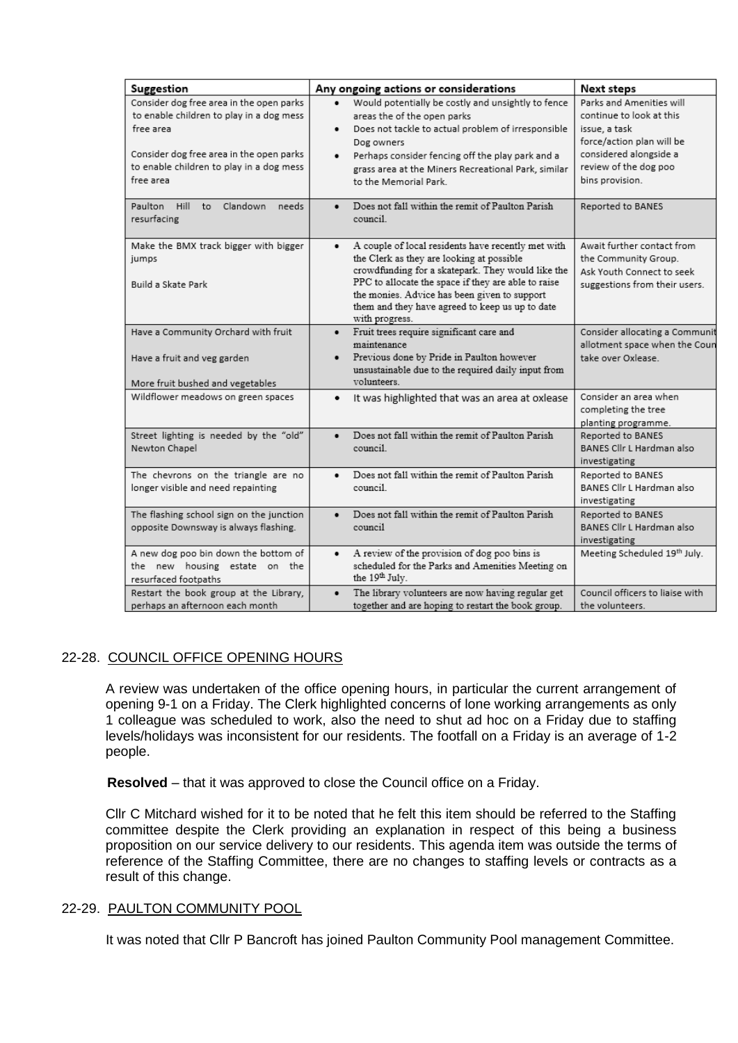| Suggestion | Any ongoing actions or considerations | Next steps |
|---|---|---|
| Consider dog free area in the open parks to enable children to play in a dog mess free area<br><br>Consider dog free area in the open parks to enable children to play in a dog mess free area | • Would potentially be costly and unsightly to fence areas the of the open parks<br>• Does not tackle to actual problem of irresponsible Dog owners<br>• Perhaps consider fencing off the play park and a grass area at the Miners Recreational Park, similar to the Memorial Park. | Parks and Amenities will continue to look at this issue, a task force/action plan will be considered alongside a review of the dog poo bins provision. |
| Paulton Hill to Clandown needs resurfacing | • Does not fall within the remit of Paulton Parish council. | Reported to BANES |
| Make the BMX track bigger with bigger jumps<br><br>Build a Skate Park | • A couple of local residents have recently met with the Clerk as they are looking at possible crowdfunding for a skatepark. They would like the PPC to allocate the space if they are able to raise the monies. Advice has been given to support them and they have agreed to keep us up to date with progress. | Await further contact from the Community Group.<br>Ask Youth Connect to seek suggestions from their users. |
| Have a Community Orchard with fruit<br><br>Have a fruit and veg garden<br><br>More fruit bushed and vegetables | • Fruit trees require significant care and maintenance<br>• Previous done by Pride in Paulton however unsustainable due to the required daily input from volunteers. | Consider allocating a Communit allotment space when the Coun take over Oxlease. |
| Wildflower meadows on green spaces | • It was highlighted that was an area at oxlease | Consider an area when completing the tree planting programme. |
| Street lighting is needed by the "old" Newton Chapel | • Does not fall within the remit of Paulton Parish council. | Reported to BANES<br>BANES Cllr L Hardman also investigating |
| The chevrons on the triangle are no longer visible and need repainting | • Does not fall within the remit of Paulton Parish council. | Reported to BANES<br>BANES Cllr L Hardman also investigating |
| The flashing school sign on the junction opposite Downsway is always flashing. | • Does not fall within the remit of Paulton Parish council | Reported to BANES<br>BANES Cllr L Hardman also investigating |
| A new dog poo bin down the bottom of the new housing estate on the resurfaced footpaths | • A review of the provision of dog poo bins is scheduled for the Parks and Amenities Meeting on the 19th July. | Meeting Scheduled 19th July. |
| Restart the book group at the Library, perhaps an afternoon each month | • The library volunteers are now having regular get together and are hoping to restart the book group. | Council officers to liaise with the volunteers. |

## 22-28. COUNCIL OFFICE OPENING HOURS

A review was undertaken of the office opening hours, in particular the current arrangement of opening 9-1 on a Friday. The Clerk highlighted concerns of lone working arrangements as only 1 colleague was scheduled to work, also the need to shut ad hoc on a Friday due to staffing levels/holidays was inconsistent for our residents. The footfall on a Friday is an average of 1-2 people.

**Resolved** – that it was approved to close the Council office on a Friday.

Cllr C Mitchard wished for it to be noted that he felt this item should be referred to the Staffing committee despite the Clerk providing an explanation in respect of this being a business proposition on our service delivery to our residents. This agenda item was outside the terms of reference of the Staffing Committee, there are no changes to staffing levels or contracts as a result of this change.

## 22-29. PAULTON COMMUNITY POOL

It was noted that Cllr P Bancroft has joined Paulton Community Pool management Committee.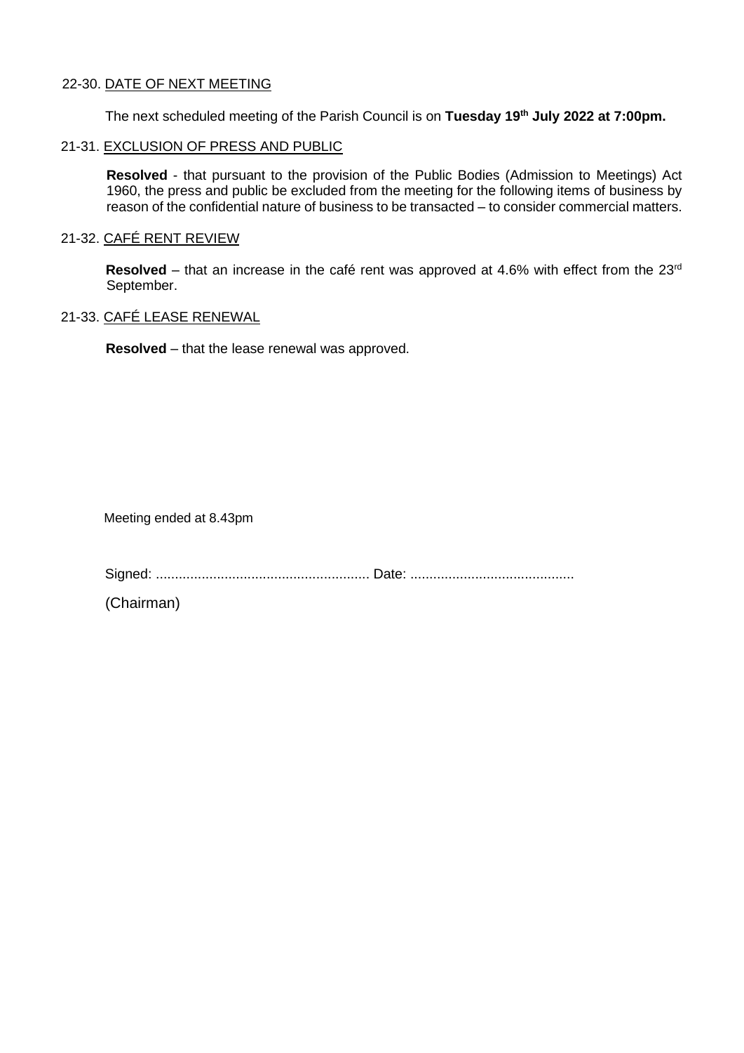22-30. DATE OF NEXT MEETING

The next scheduled meeting of the Parish Council is on **Tuesday 19th July 2022 at 7:00pm.**

21-31. EXCLUSION OF PRESS AND PUBLIC

**Resolved** - that pursuant to the provision of the Public Bodies (Admission to Meetings) Act 1960, the press and public be excluded from the meeting for the following items of business by reason of the confidential nature of business to be transacted – to consider commercial matters.

21-32. CAFÉ RENT REVIEW

**Resolved** – that an increase in the café rent was approved at 4.6% with effect from the 23rd September.

21-33. CAFÉ LEASE RENEWAL

**Resolved** – that the lease renewal was approved.

Meeting ended at 8.43pm

Signed: ........................................................ Date: ...........................................

(Chairman)